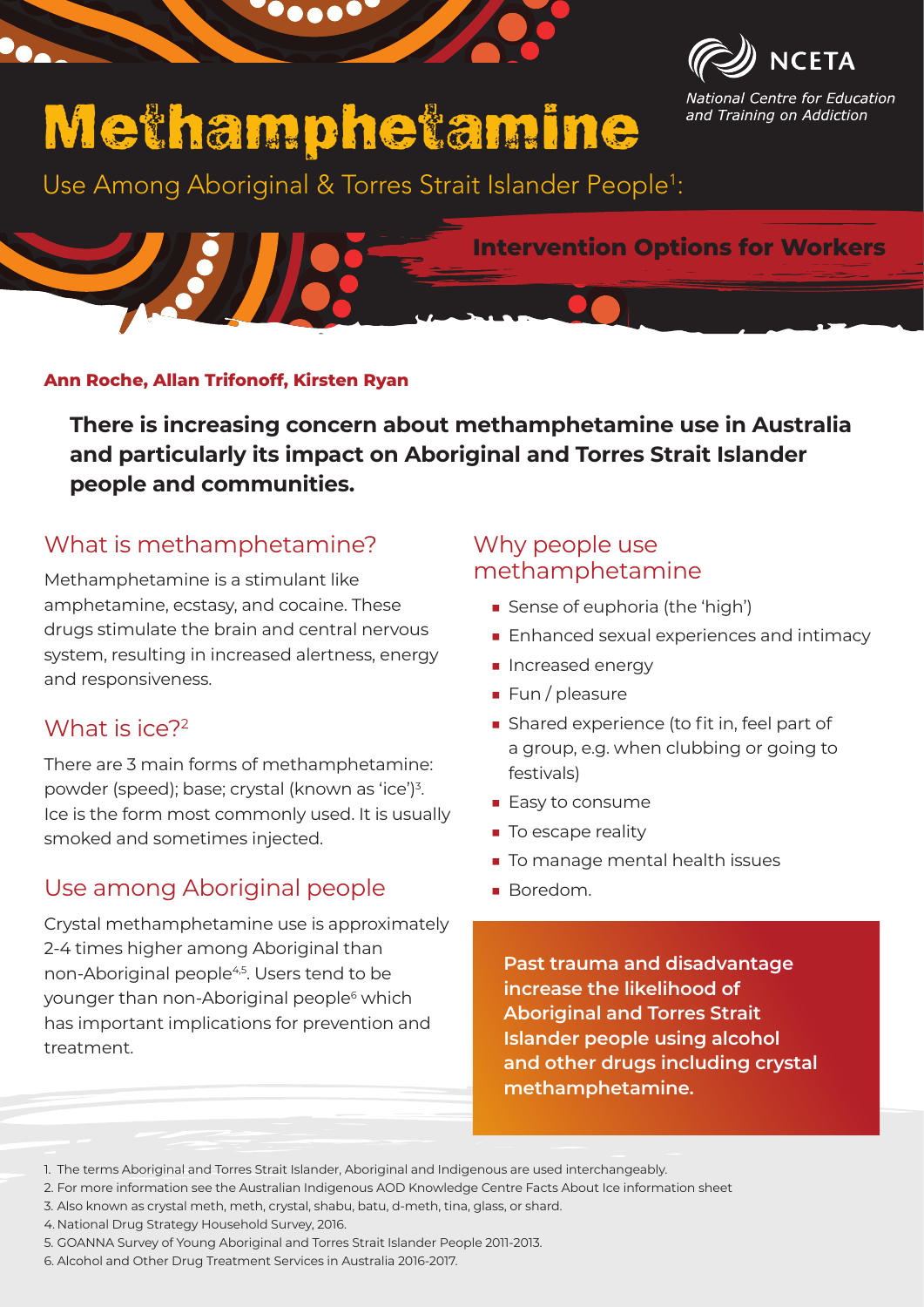NCETA

*National Centre for Education and Training on Addiction*

# Methamphetamine

Use Among Aboriginal & Torres Strait Islander People[1]:

**Intervention Options for Workers**

**Ann Roche, Allan Trifonoff, Kirsten Ryan**

**There is increasing concern about methamphetamine use in Australia and particularly its impact on Aboriginal and Torres Strait Islander people and communities.**

## What is methamphetamine?

Methamphetamine is a stimulant like amphetamine, ecstasy, and cocaine. These drugs stimulate the brain and central nervous system, resulting in increased alertness, energy and responsiveness.

## What is ice?[2]

There are 3 main forms of methamphetamine: powder (speed); base; crystal (known as 'ice')[3]. Ice is the form most commonly used. It is usually smoked and sometimes injected.

## Use among Aboriginal people

Crystal methamphetamine use is approximately 2-4 times higher among Aboriginal than non-Aboriginal people[4,5]. Users tend to be younger than non-Aboriginal people[6] which has important implications for prevention and treatment.

## Why people use methamphetamine

- Sense of euphoria (the 'high')
- Enhanced sexual experiences and intimacy
- Increased energy
- Fun / pleasure
- Shared experience (to fit in, feel part of a group, e.g. when clubbing or going to festivals)
- Easy to consume
- To escape reality
- To manage mental health issues
- Boredom.

**Past trauma and disadvantage increase the likelihood of Aboriginal and Torres Strait Islander people using alcohol and other drugs including crystal methamphetamine.**

1. The terms Aboriginal and Torres Strait Islander, Aboriginal and Indigenous are used interchangeably.
2. For more information see the Australian Indigenous AOD Knowledge Centre Facts About Ice information sheet
3. Also known as crystal meth, meth, crystal, shabu, batu, d-meth, tina, glass, or shard.
4. National Drug Strategy Household Survey, 2016.
5. GOANNA Survey of Young Aboriginal and Torres Strait Islander People 2011-2013.
6. Alcohol and Other Drug Treatment Services in Australia 2016-2017.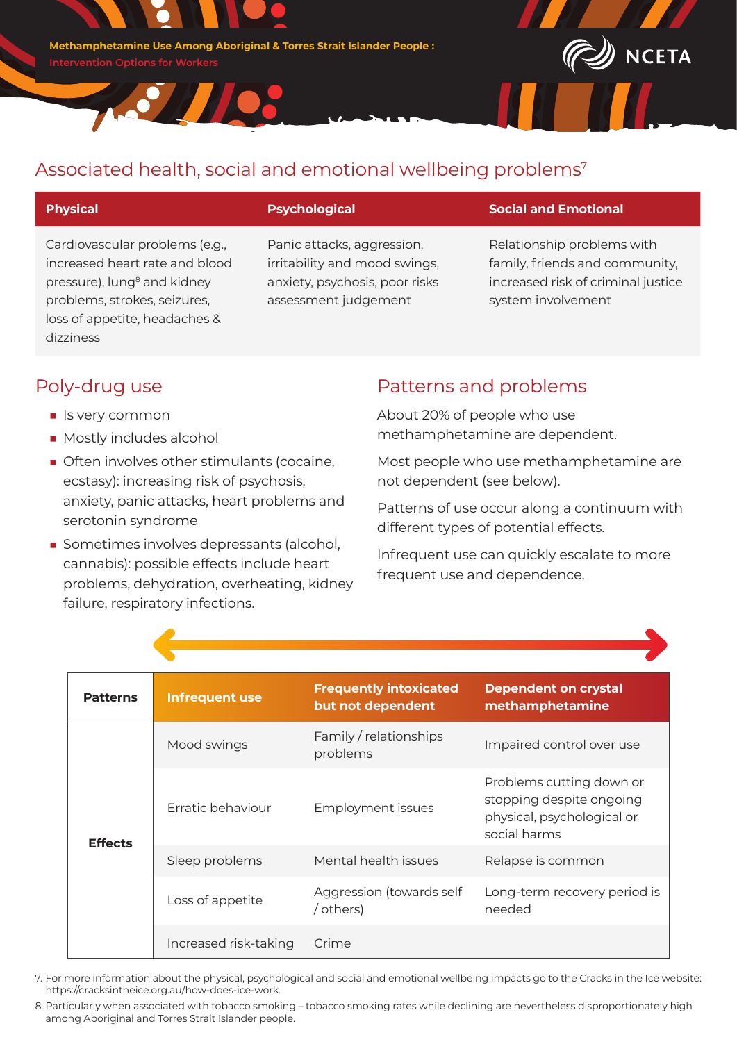## Associated health, social and emotional wellbeing problems[7]

| Physical | Psychological | Social and Emotional |
|---|---|---|
| Cardiovascular problems (e.g., increased heart rate and blood pressure), lung[8] and kidney problems, strokes, seizures, loss of appetite, headaches & dizziness | Panic attacks, aggression, irritability and mood swings, anxiety, psychosis, poor risks assessment judgement | Relationship problems with family, friends and community, increased risk of criminal justice system involvement |

## Poly-drug use

- Is very common
- Mostly includes alcohol
- Often involves other stimulants (cocaine, ecstasy): increasing risk of psychosis, anxiety, panic attacks, heart problems and serotonin syndrome
- Sometimes involves depressants (alcohol, cannabis): possible effects include heart problems, dehydration, overheating, kidney failure, respiratory infections.

## Patterns and problems

About 20% of people who use methamphetamine are dependent.

Most people who use methamphetamine are not dependent (see below).

Patterns of use occur along a continuum with different types of potential effects.

Infrequent use can quickly escalate to more frequent use and dependence.

| Patterns | Infrequent use | Frequently intoxicated but not dependent | Dependent on crystal methamphetamine |
|---|---|---|---|
| Effects | Mood swings | Family / relationships problems | Impaired control over use |
| | Erratic behaviour | Employment issues | Problems cutting down or stopping despite ongoing physical, psychological or social harms |
| | Sleep problems | Mental health issues | Relapse is common |
| | Loss of appetite | Aggression (towards self / others) | Long-term recovery period is needed |
| | Increased risk-taking | Crime | |

7. For more information about the physical, psychological and social and emotional wellbeing impacts go to the Cracks in the Ice website: https://cracksintheice.org.au/how-does-ice-work.
8. Particularly when associated with tobacco smoking – tobacco smoking rates while declining are nevertheless disproportionately high among Aboriginal and Torres Strait Islander people.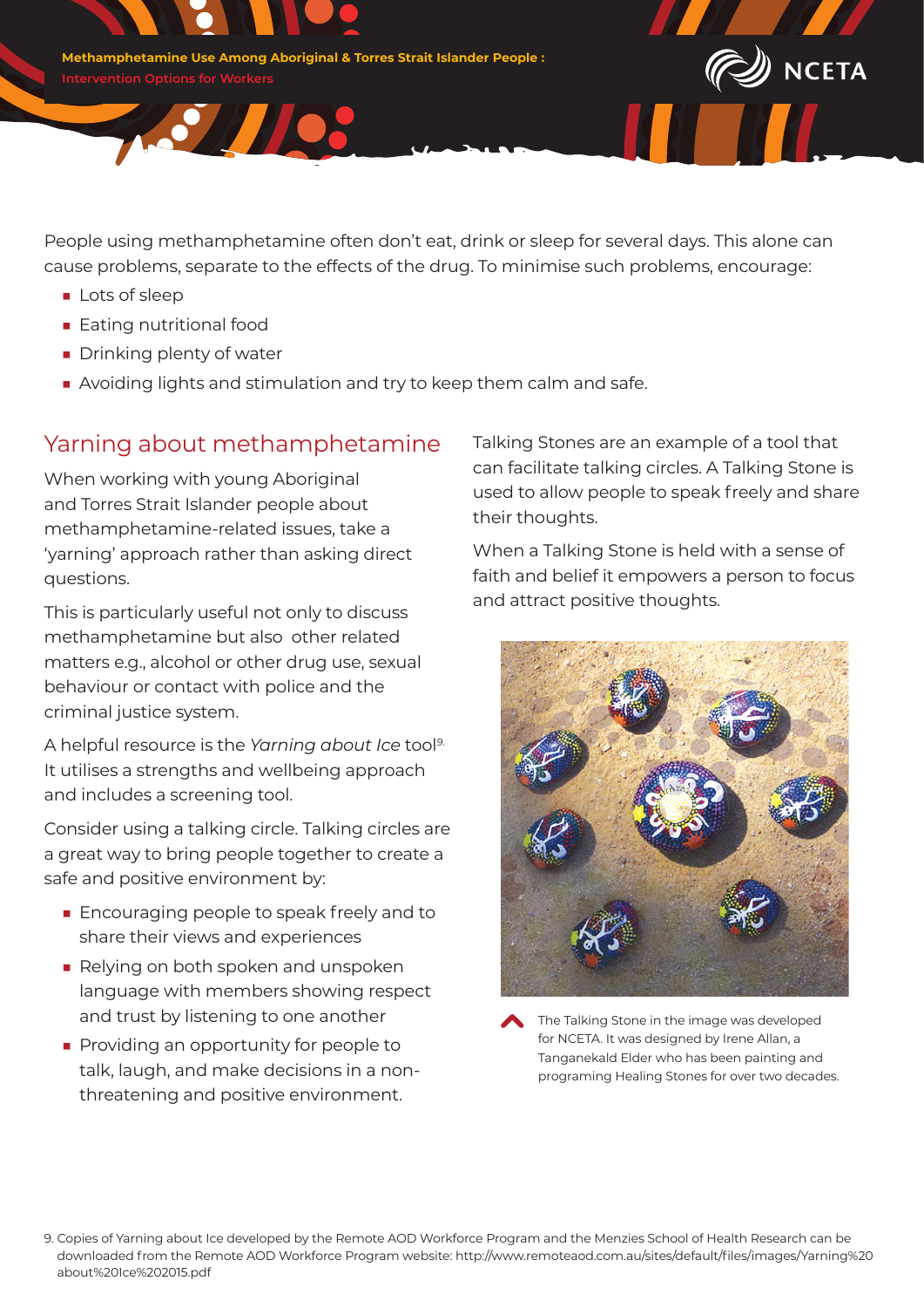People using methamphetamine often don't eat, drink or sleep for several days. This alone can cause problems, separate to the effects of the drug. To minimise such problems, encourage:

- Lots of sleep
- Eating nutritional food
- Drinking plenty of water
- Avoiding lights and stimulation and try to keep them calm and safe.

## Yarning about methamphetamine

When working with young Aboriginal and Torres Strait Islander people about methamphetamine-related issues, take a 'yarning' approach rather than asking direct questions.

This is particularly useful not only to discuss methamphetamine but also other related matters e.g., alcohol or other drug use, sexual behaviour or contact with police and the criminal justice system.

A helpful resource is the *Yarning about Ice* tool[9]. It utilises a strengths and wellbeing approach and includes a screening tool.

Consider using a talking circle. Talking circles are a great way to bring people together to create a safe and positive environment by:

- Encouraging people to speak freely and to share their views and experiences
- Relying on both spoken and unspoken language with members showing respect and trust by listening to one another
- Providing an opportunity for people to talk, laugh, and make decisions in a non-threatening and positive environment.

Talking Stones are an example of a tool that can facilitate talking circles. A Talking Stone is used to allow people to speak freely and share their thoughts.

When a Talking Stone is held with a sense of faith and belief it empowers a person to focus and attract positive thoughts.

The Talking Stone in the image was developed for NCETA. It was designed by Irene Allan, a Tanganekald Elder who has been painting and programing Healing Stones for over two decades.

9. Copies of Yarning about Ice developed by the Remote AOD Workforce Program and the Menzies School of Health Research can be downloaded from the Remote AOD Workforce Program website: http://www.remoteaod.com.au/sites/default/files/images/Yarning%20about%20Ice%202015.pdf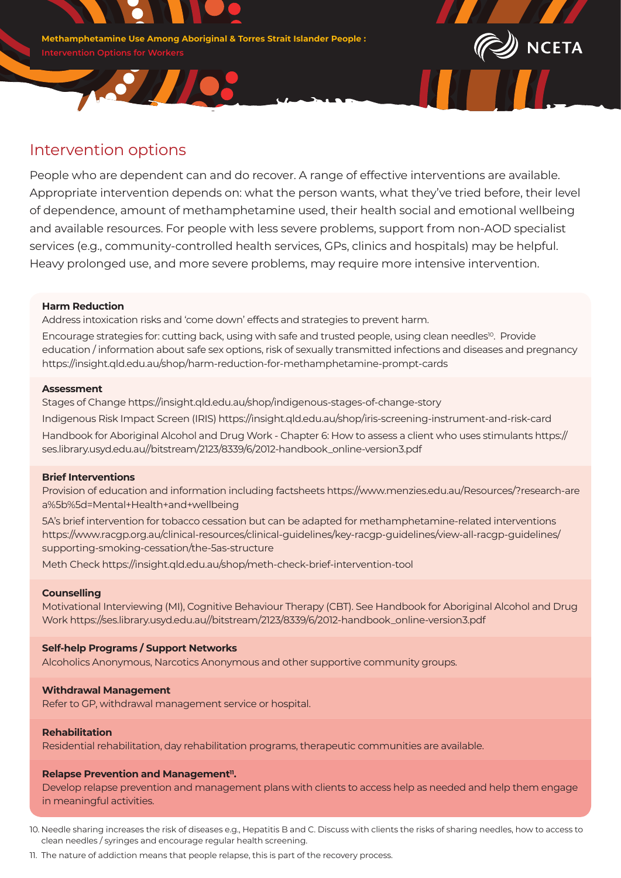## Intervention options

People who are dependent can and do recover. A range of effective interventions are available. Appropriate intervention depends on: what the person wants, what they've tried before, their level of dependence, amount of methamphetamine used, their health social and emotional wellbeing and available resources. For people with less severe problems, support from non-AOD specialist services (e.g., community-controlled health services, GPs, clinics and hospitals) may be helpful. Heavy prolonged use, and more severe problems, may require more intensive intervention.

**Harm Reduction**

Address intoxication risks and 'come down' effects and strategies to prevent harm.

Encourage strategies for: cutting back, using with safe and trusted people, using clean needles[10]. Provide education / information about safe sex options, risk of sexually transmitted infections and diseases and pregnancy https://insight.qld.edu.au/shop/harm-reduction-for-methamphetamine-prompt-cards

**Assessment**

Stages of Change https://insight.qld.edu.au/shop/indigenous-stages-of-change-story

Indigenous Risk Impact Screen (IRIS) https://insight.qld.edu.au/shop/iris-screening-instrument-and-risk-card

Handbook for Aboriginal Alcohol and Drug Work - Chapter 6: How to assess a client who uses stimulants https://ses.library.usyd.edu.au//bitstream/2123/8339/6/2012-handbook_online-version3.pdf

**Brief Interventions**

Provision of education and information including factsheets https://www.menzies.edu.au/Resources/?research-area%5b%5d=Mental+Health+and+wellbeing

5A's brief intervention for tobacco cessation but can be adapted for methamphetamine-related interventions https://www.racgp.org.au/clinical-resources/clinical-guidelines/key-racgp-guidelines/view-all-racgp-guidelines/supporting-smoking-cessation/the-5as-structure

Meth Check https://insight.qld.edu.au/shop/meth-check-brief-intervention-tool

**Counselling**

Motivational Interviewing (MI), Cognitive Behaviour Therapy (CBT). See Handbook for Aboriginal Alcohol and Drug Work https://ses.library.usyd.edu.au//bitstream/2123/8339/6/2012-handbook_online-version3.pdf

**Self-help Programs / Support Networks**

Alcoholics Anonymous, Narcotics Anonymous and other supportive community groups.

**Withdrawal Management**

Refer to GP, withdrawal management service or hospital.

**Rehabilitation**

Residential rehabilitation, day rehabilitation programs, therapeutic communities are available.

**Relapse Prevention and Management[11].**

Develop relapse prevention and management plans with clients to access help as needed and help them engage in meaningful activities.

10. Needle sharing increases the risk of diseases e.g., Hepatitis B and C. Discuss with clients the risks of sharing needles, how to access to clean needles / syringes and encourage regular health screening.

11. The nature of addiction means that people relapse, this is part of the recovery process.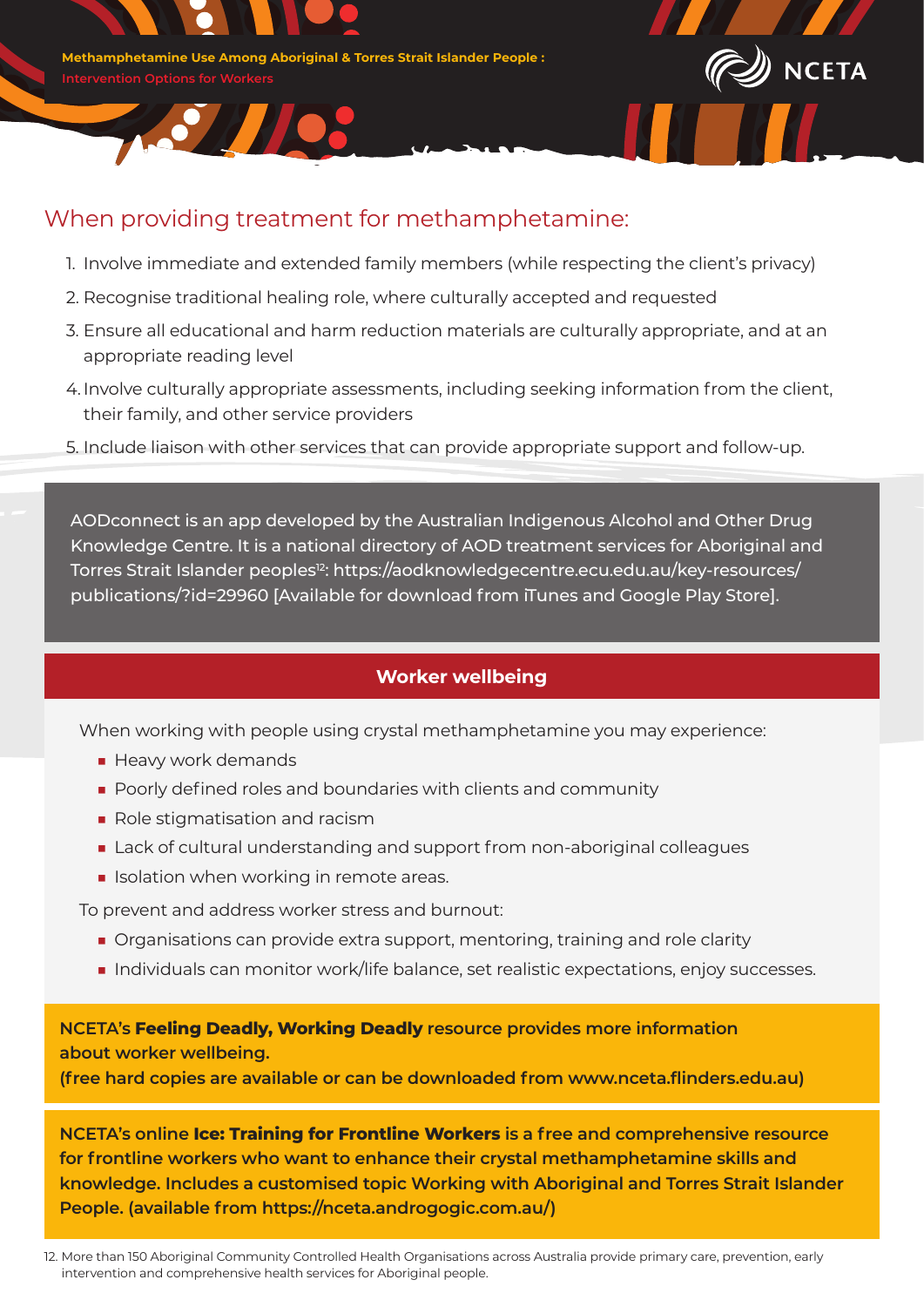## When providing treatment for methamphetamine:

1. Involve immediate and extended family members (while respecting the client's privacy)
2. Recognise traditional healing role, where culturally accepted and requested
3. Ensure all educational and harm reduction materials are culturally appropriate, and at an appropriate reading level
4. Involve culturally appropriate assessments, including seeking information from the client, their family, and other service providers
5. Include liaison with other services that can provide appropriate support and follow-up.

AODconnect is an app developed by the Australian Indigenous Alcohol and Other Drug Knowledge Centre. It is a national directory of AOD treatment services for Aboriginal and Torres Strait Islander peoples[12]: https://aodknowledgecentre.ecu.edu.au/key-resources/publications/?id=29960 [Available for download from iTunes and Google Play Store].

### Worker wellbeing

When working with people using crystal methamphetamine you may experience:

- Heavy work demands
- Poorly defined roles and boundaries with clients and community
- Role stigmatisation and racism
- Lack of cultural understanding and support from non-aboriginal colleagues
- Isolation when working in remote areas.

To prevent and address worker stress and burnout:

- Organisations can provide extra support, mentoring, training and role clarity
- Individuals can monitor work/life balance, set realistic expectations, enjoy successes.

NCETA's **Feeling Deadly, Working Deadly** resource provides more information about worker wellbeing.
(free hard copies are available or can be downloaded from www.nceta.flinders.edu.au)

NCETA's online **Ice: Training for Frontline Workers** is a free and comprehensive resource for frontline workers who want to enhance their crystal methamphetamine skills and knowledge. Includes a customised topic Working with Aboriginal and Torres Strait Islander People. (available from https://nceta.androgogic.com.au/)

12. More than 150 Aboriginal Community Controlled Health Organisations across Australia provide primary care, prevention, early intervention and comprehensive health services for Aboriginal people.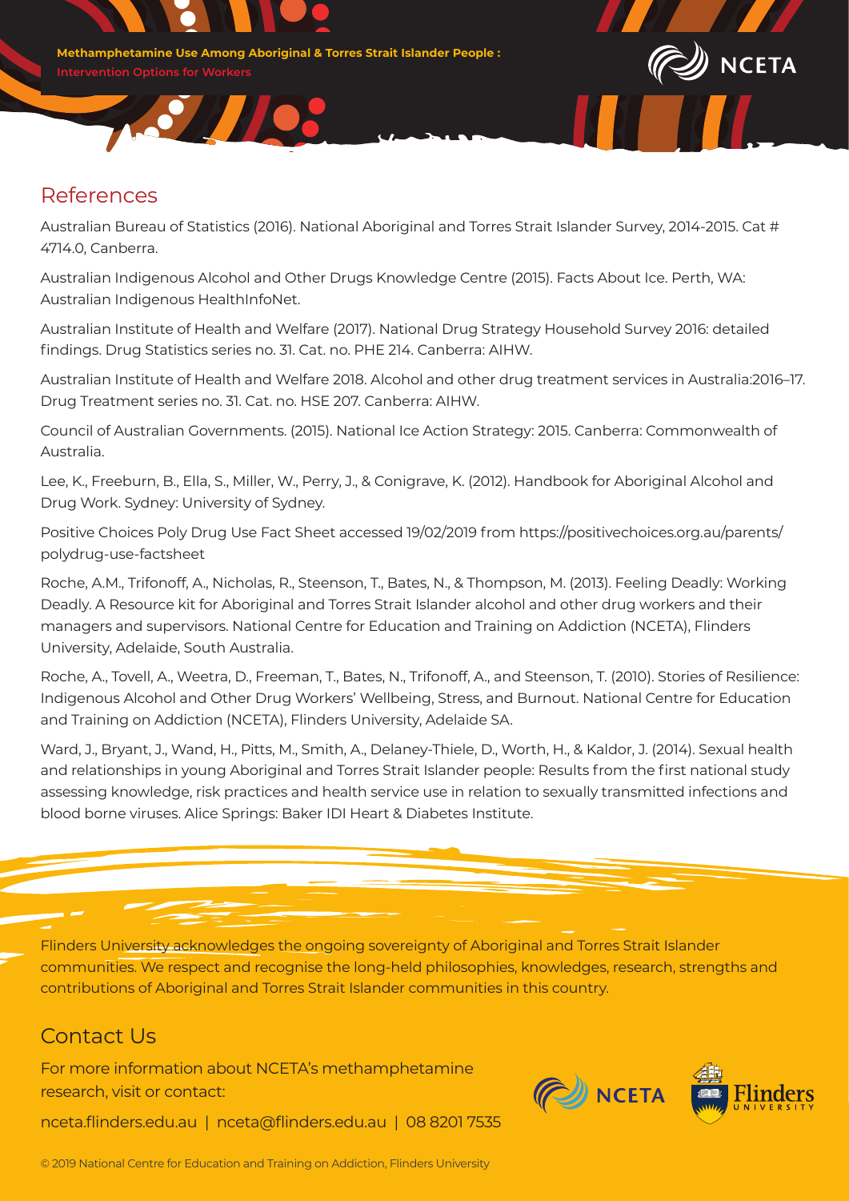## References

Australian Bureau of Statistics (2016). National Aboriginal and Torres Strait Islander Survey, 2014-2015. Cat # 4714.0, Canberra.

Australian Indigenous Alcohol and Other Drugs Knowledge Centre (2015). Facts About Ice. Perth, WA: Australian Indigenous HealthInfoNet.

Australian Institute of Health and Welfare (2017). National Drug Strategy Household Survey 2016: detailed findings. Drug Statistics series no. 31. Cat. no. PHE 214. Canberra: AIHW.

Australian Institute of Health and Welfare 2018. Alcohol and other drug treatment services in Australia:2016–17. Drug Treatment series no. 31. Cat. no. HSE 207. Canberra: AIHW.

Council of Australian Governments. (2015). National Ice Action Strategy: 2015. Canberra: Commonwealth of Australia.

Lee, K., Freeburn, B., Ella, S., Miller, W., Perry, J., & Conigrave, K. (2012). Handbook for Aboriginal Alcohol and Drug Work. Sydney: University of Sydney.

Positive Choices Poly Drug Use Fact Sheet accessed 19/02/2019 from https://positivechoices.org.au/parents/polydrug-use-factsheet

Roche, A.M., Trifonoff, A., Nicholas, R., Steenson, T., Bates, N., & Thompson, M. (2013). Feeling Deadly: Working Deadly. A Resource kit for Aboriginal and Torres Strait Islander alcohol and other drug workers and their managers and supervisors. National Centre for Education and Training on Addiction (NCETA), Flinders University, Adelaide, South Australia.

Roche, A., Tovell, A., Weetra, D., Freeman, T., Bates, N., Trifonoff, A., and Steenson, T. (2010). Stories of Resilience: Indigenous Alcohol and Other Drug Workers' Wellbeing, Stress, and Burnout. National Centre for Education and Training on Addiction (NCETA), Flinders University, Adelaide SA.

Ward, J., Bryant, J., Wand, H., Pitts, M., Smith, A., Delaney-Thiele, D., Worth, H., & Kaldor, J. (2014). Sexual health and relationships in young Aboriginal and Torres Strait Islander people: Results from the first national study assessing knowledge, risk practices and health service use in relation to sexually transmitted infections and blood borne viruses. Alice Springs: Baker IDI Heart & Diabetes Institute.

Flinders University acknowledges the ongoing sovereignty of Aboriginal and Torres Strait Islander communities. We respect and recognise the long-held philosophies, knowledges, research, strengths and contributions of Aboriginal and Torres Strait Islander communities in this country.

## Contact Us

For more information about NCETA's methamphetamine research, visit or contact:

nceta.flinders.edu.au | nceta@flinders.edu.au | 08 8201 7535

© 2019 National Centre for Education and Training on Addiction, Flinders University